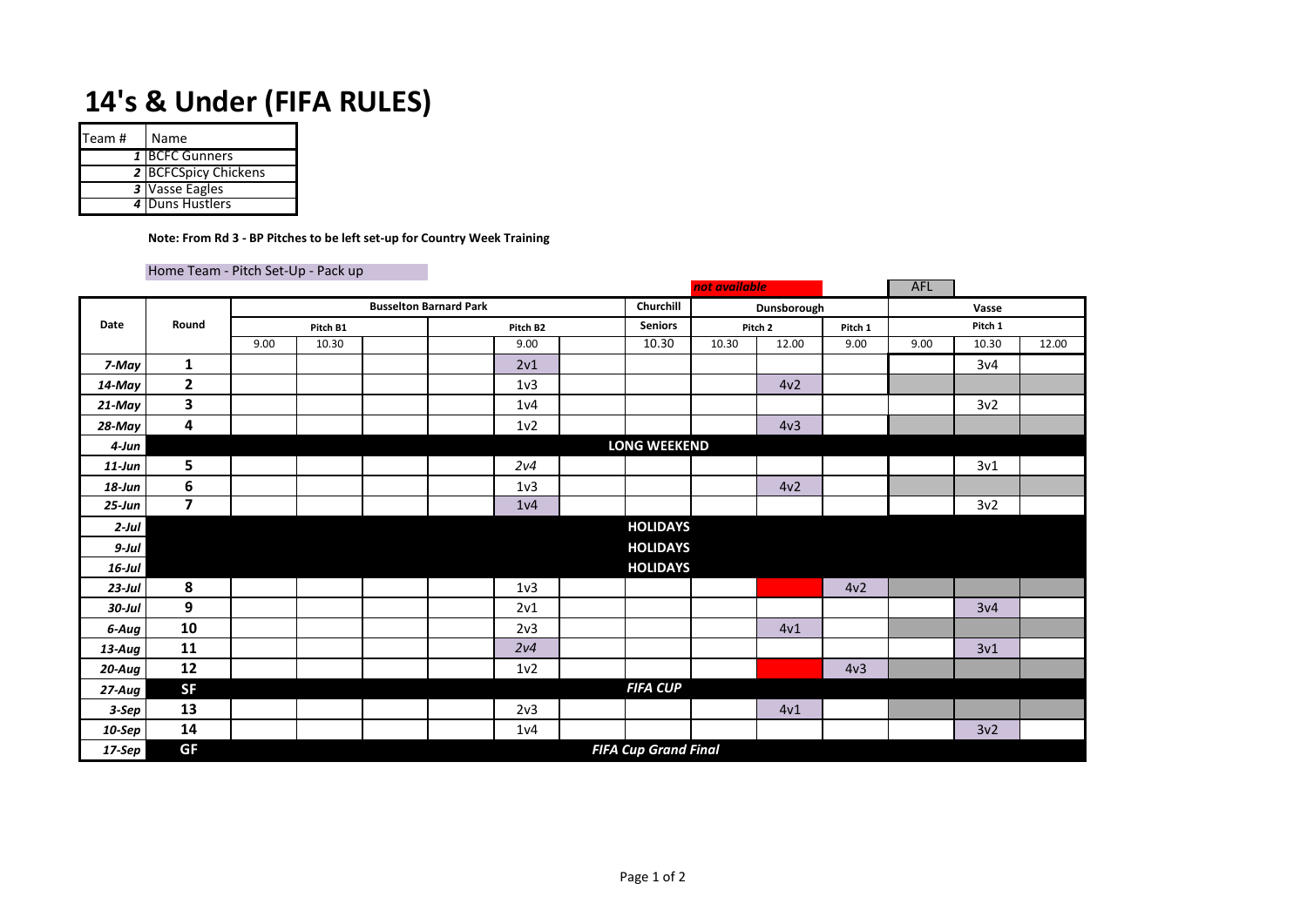# 14's & Under (FIFA RULES)

| Team # | Name |
|---|---|
| *1* | BCFC Gunners |
| *2* | BCFCSpicy Chickens |
| *3* | Vasse Eagles |
| *4* | Duns Hustlers |

**Note: From Rd 3 - BP Pitches to be left set-up for Country Week Training**

Home Team - Pitch Set-Up - Pack up

*not available*

AFL

| Date | Round | Busselton Barnard Park | | | | | | Churchill | Dunsborough | | | Vasse | | |
|---|---|---|---|---|---|---|---|---|---|---|---|---|---|---|
| | | Pitch B1 | | | Pitch B2 | | | Seniors | Pitch 2 | | Pitch 1 | Pitch 1 | | |
| | | 9.00 | 10.30 | | | 9.00 | | 10.30 | 10.30 | 12.00 | 9.00 | 9.00 | 10.30 | 12.00 |
| *7-May* | **1** | | | | | 2v1 | | | | | | | 3v4 | |
| *14-May* | **2** | | | | | 1v3 | | | | 4v2 | | | | |
| *21-May* | **3** | | | | | 1v4 | | | | | | | 3v2 | |
| *28-May* | **4** | | | | | 1v2 | | | | 4v3 | | | | |
| *4-Jun* | | | | | | | | **LONG WEEKEND** | | | | | | |
| *11-Jun* | **5** | | | | | *2v4* | | | | | | | 3v1 | |
| *18-Jun* | **6** | | | | | 1v3 | | | | 4v2 | | | | |
| *25-Jun* | **7** | | | | | 1v4 | | | | | | | 3v2 | |
| *2-Jul* | | | | | | | | **HOLIDAYS** | | | | | | |
| *9-Jul* | | | | | | | | **HOLIDAYS** | | | | | | |
| *16-Jul* | | | | | | | | **HOLIDAYS** | | | | | | |
| *23-Jul* | **8** | | | | | 1v3 | | | | | 4v2 | | | |
| *30-Jul* | **9** | | | | | 2v1 | | | | | | | 3v4 | |
| *6-Aug* | **10** | | | | | 2v3 | | | | 4v1 | | | | |
| *13-Aug* | **11** | | | | | *2v4* | | | | | | | 3v1 | |
| *20-Aug* | **12** | | | | | 1v2 | | | | | 4v3 | | | |
| *27-Aug* | **SF** | | | | | | | ***FIFA CUP*** | | | | | | |
| *3-Sep* | **13** | | | | | 2v3 | | | | 4v1 | | | | |
| *10-Sep* | **14** | | | | | 1v4 | | | | | | | 3v2 | |
| *17-Sep* | **GF** | | | | | | | ***FIFA Cup Grand Final*** | | | | | | |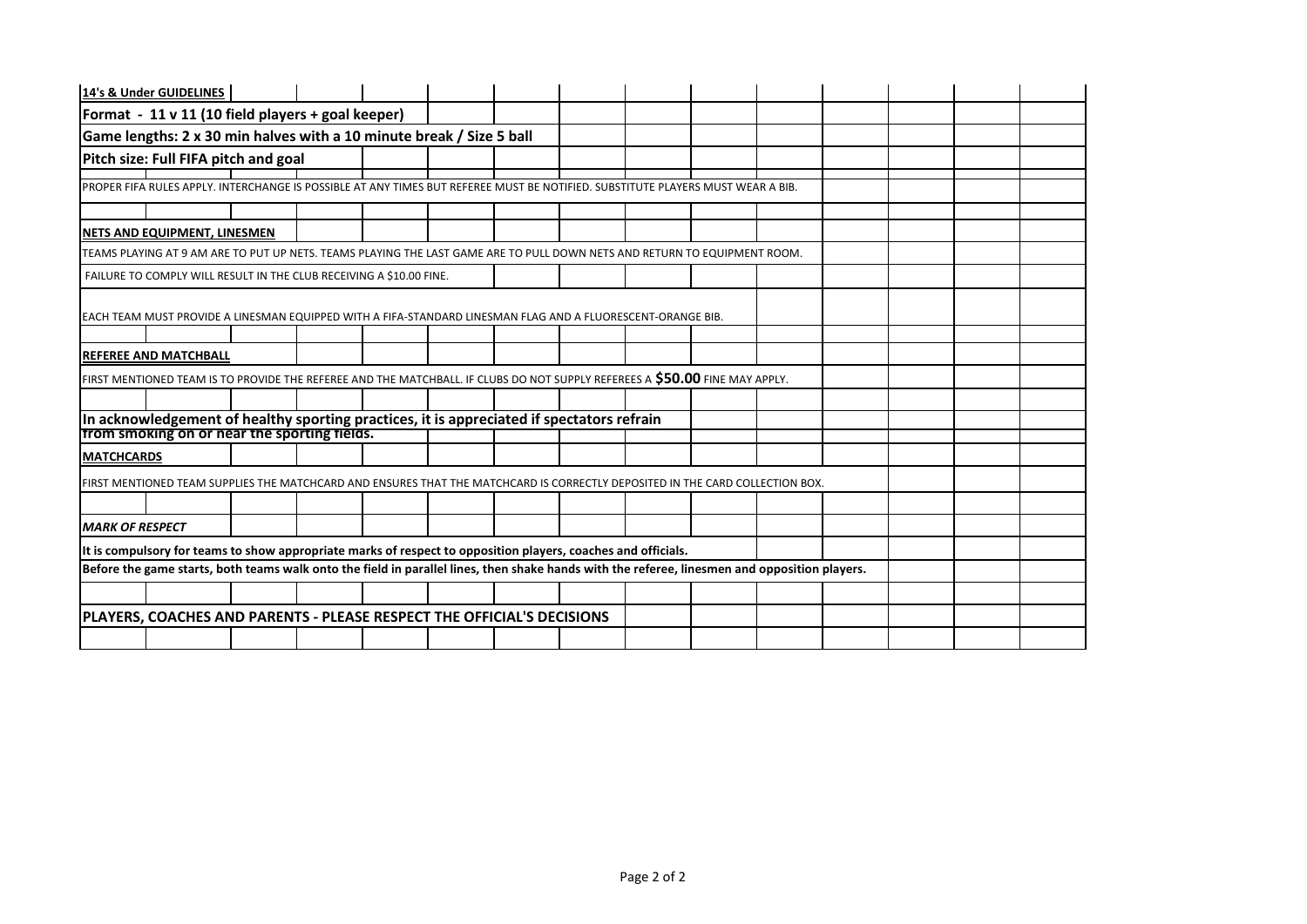**14's & Under GUIDELINES**

**Format - 11 v 11 (10 field players + goal keeper)**

**Game lengths: 2 x 30 min halves with a 10 minute break / Size 5 ball**

**Pitch size: Full FIFA pitch and goal**

PROPER FIFA RULES APPLY. INTERCHANGE IS POSSIBLE AT ANY TIMES BUT REFEREE MUST BE NOTIFIED. SUBSTITUTE PLAYERS MUST WEAR A BIB.

**NETS AND EQUIPMENT, LINESMEN**

TEAMS PLAYING AT 9 AM ARE TO PUT UP NETS. TEAMS PLAYING THE LAST GAME ARE TO PULL DOWN NETS AND RETURN TO EQUIPMENT ROOM.

FAILURE TO COMPLY WILL RESULT IN THE CLUB RECEIVING A $10.00 FINE.

EACH TEAM MUST PROVIDE A LINESMAN EQUIPPED WITH A FIFA-STANDARD LINESMAN FLAG AND A FLUORESCENT-ORANGE BIB.

**REFEREE AND MATCHBALL**

FIRST MENTIONED TEAM IS TO PROVIDE THE REFEREE AND THE MATCHBALL. IF CLUBS DO NOT SUPPLY REFEREES A **$50.00** FINE MAY APPLY.

**In acknowledgement of healthy sporting practices, it is appreciated if spectators refrain from smoking on or near the sporting fields.**

**MATCHCARDS**

FIRST MENTIONED TEAM SUPPLIES THE MATCHCARD AND ENSURES THAT THE MATCHCARD IS CORRECTLY DEPOSITED IN THE CARD COLLECTION BOX.

***MARK OF RESPECT***

**It is compulsory for teams to show appropriate marks of respect to opposition players, coaches and officials.**

**Before the game starts, both teams walk onto the field in parallel lines, then shake hands with the referee, linesmen and opposition players.**

**PLAYERS, COACHES AND PARENTS - PLEASE RESPECT THE OFFICIAL'S DECISIONS**